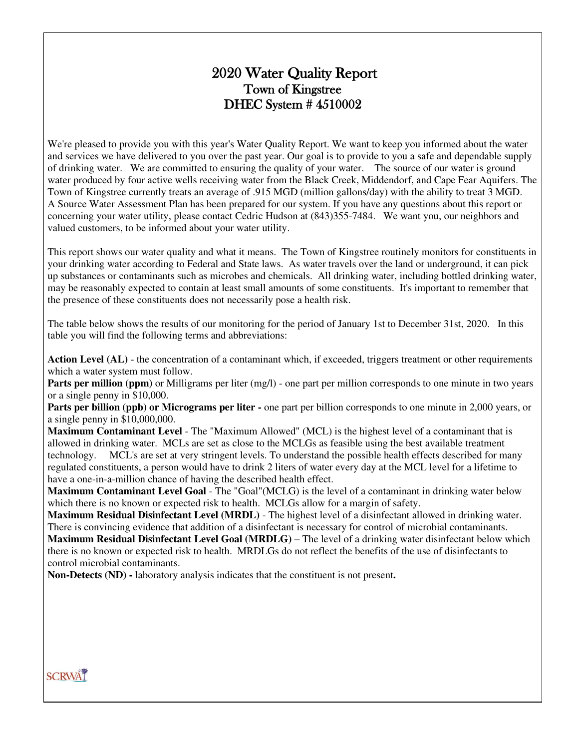# 2020 Water Quality Report
## Town of Kingstree
## DHEC System # 4510002

We're pleased to provide you with this year's Water Quality Report. We want to keep you informed about the water and services we have delivered to you over the past year. Our goal is to provide to you a safe and dependable supply of drinking water. We are committed to ensuring the quality of your water. The source of our water is ground water produced by four active wells receiving water from the Black Creek, Middendorf, and Cape Fear Aquifers. The Town of Kingstree currently treats an average of .915 MGD (million gallons/day) with the ability to treat 3 MGD. A Source Water Assessment Plan has been prepared for our system. If you have any questions about this report or concerning your water utility, please contact Cedric Hudson at (843)355-7484. We want you, our neighbors and valued customers, to be informed about your water utility.

This report shows our water quality and what it means. The Town of Kingstree routinely monitors for constituents in your drinking water according to Federal and State laws. As water travels over the land or underground, it can pick up substances or contaminants such as microbes and chemicals. All drinking water, including bottled drinking water, may be reasonably expected to contain at least small amounts of some constituents. It's important to remember that the presence of these constituents does not necessarily pose a health risk.

The table below shows the results of our monitoring for the period of January 1st to December 31st, 2020. In this table you will find the following terms and abbreviations:

**Action Level (AL)** - the concentration of a contaminant which, if exceeded, triggers treatment or other requirements which a water system must follow.

**Parts per million (ppm)** or Milligrams per liter (mg/l) - one part per million corresponds to one minute in two years or a single penny in $10,000.

**Parts per billion (ppb) or Micrograms per liter -** one part per billion corresponds to one minute in 2,000 years, or a single penny in $10,000,000.

**Maximum Contaminant Level** - The "Maximum Allowed" (MCL) is the highest level of a contaminant that is allowed in drinking water. MCLs are set as close to the MCLGs as feasible using the best available treatment technology. MCL's are set at very stringent levels. To understand the possible health effects described for many regulated constituents, a person would have to drink 2 liters of water every day at the MCL level for a lifetime to have a one-in-a-million chance of having the described health effect.

**Maximum Contaminant Level Goal** - The "Goal"(MCLG) is the level of a contaminant in drinking water below which there is no known or expected risk to health. MCLGs allow for a margin of safety.

**Maximum Residual Disinfectant Level (MRDL)** - The highest level of a disinfectant allowed in drinking water. There is convincing evidence that addition of a disinfectant is necessary for control of microbial contaminants.

**Maximum Residual Disinfectant Level Goal (MRDLG)** – The level of a drinking water disinfectant below which there is no known or expected risk to health. MRDLGs do not reflect the benefits of the use of disinfectants to control microbial contaminants.

**Non-Detects (ND) -** laboratory analysis indicates that the constituent is not present**.**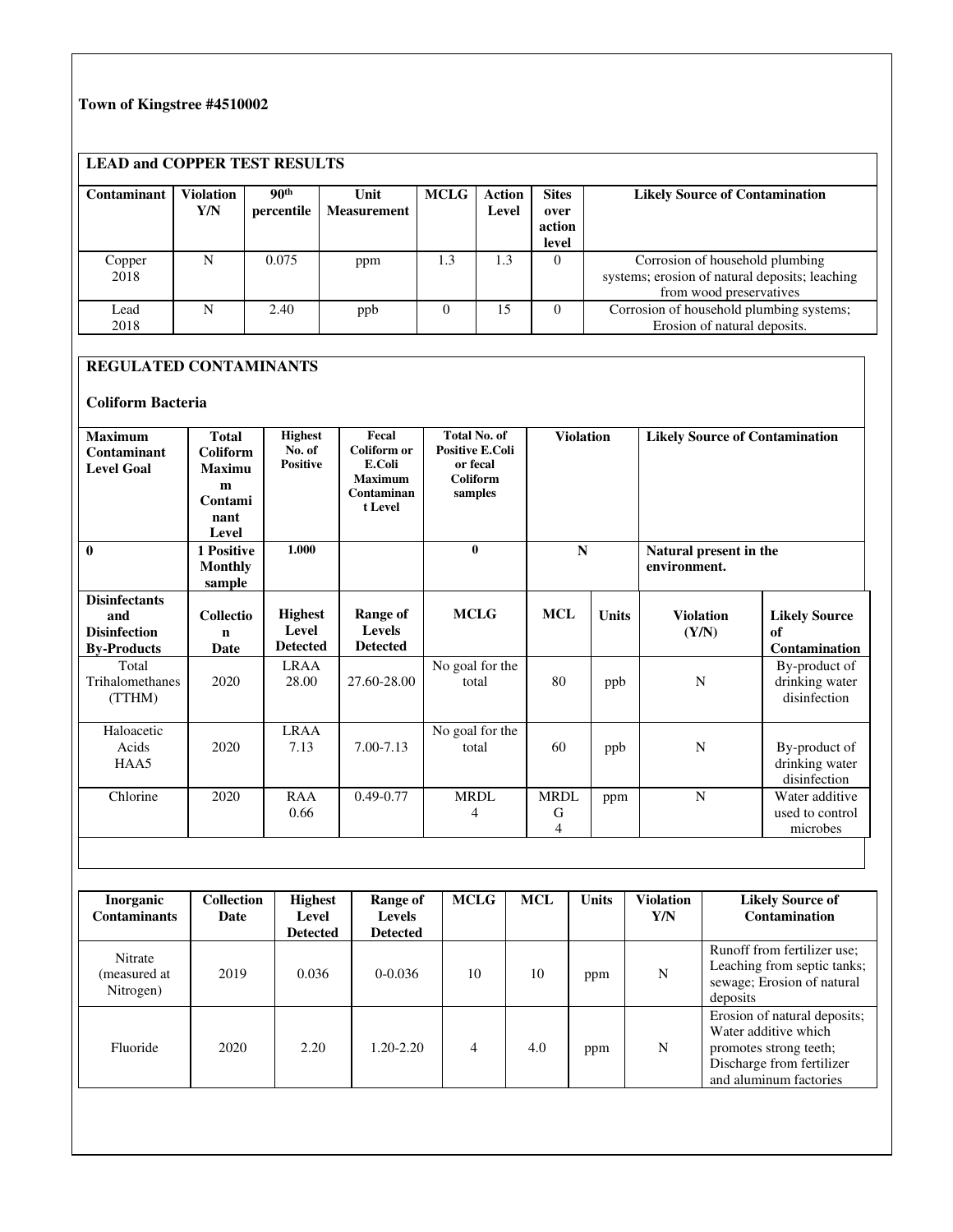**Town of Kingstree #4510002**

## LEAD and COPPER TEST RESULTS

| Contaminant | Violation Y/N | 90th percentile | Unit Measurement | MCLG | Action Level | Sites over action level | Likely Source of Contamination |
|---|---|---|---|---|---|---|---|
| Copper 2018 | N | 0.075 | ppm | 1.3 | 1.3 | 0 | Corrosion of household plumbing systems; erosion of natural deposits; leaching from wood preservatives |
| Lead 2018 | N | 2.40 | ppb | 0 | 15 | 0 | Corrosion of household plumbing systems; Erosion of natural deposits. |

## REGULATED CONTAMINANTS

### Coliform Bacteria

| Maximum Contaminant Level Goal | Total Coliform Maximum Contaminant Level | Highest No. of Positive | Fecal Coliform or E.Coli Maximum Contaminant Level | Total No. of Positive E.Coli or fecal Coliform samples | Violation | Likely Source of Contamination |
|---|---|---|---|---|---|---|
| **0** | **1 Positive Monthly sample** | **1.000** | | **0** | **N** | **Natural present in the environment.** |

| Disinfectants and Disinfection By-Products | Collection Date | Highest Level Detected | Range of Levels Detected | MCLG | MCL | Units | Violation (Y/N) | Likely Source of Contamination |
|---|---|---|---|---|---|---|---|---|
| Total Trihalomethanes (TTHM) | 2020 | LRAA 28.00 | 27.60-28.00 | No goal for the total | 80 | ppb | N | By-product of drinking water disinfection |
| Haloacetic Acids HAA5 | 2020 | LRAA 7.13 | 7.00-7.13 | No goal for the total | 60 | ppb | N | By-product of drinking water disinfection |
| Chlorine | 2020 | RAA 0.66 | 0.49-0.77 | MRDL 4 | MRDL G 4 | ppm | N | Water additive used to control microbes |

| Inorganic Contaminants | Collection Date | Highest Level Detected | Range of Levels Detected | MCLG | MCL | Units | Violation Y/N | Likely Source of Contamination |
|---|---|---|---|---|---|---|---|---|
| Nitrate (measured at Nitrogen) | 2019 | 0.036 | 0-0.036 | 10 | 10 | ppm | N | Runoff from fertilizer use; Leaching from septic tanks; sewage; Erosion of natural deposits |
| Fluoride | 2020 | 2.20 | 1.20-2.20 | 4 | 4.0 | ppm | N | Erosion of natural deposits; Water additive which promotes strong teeth; Discharge from fertilizer and aluminum factories |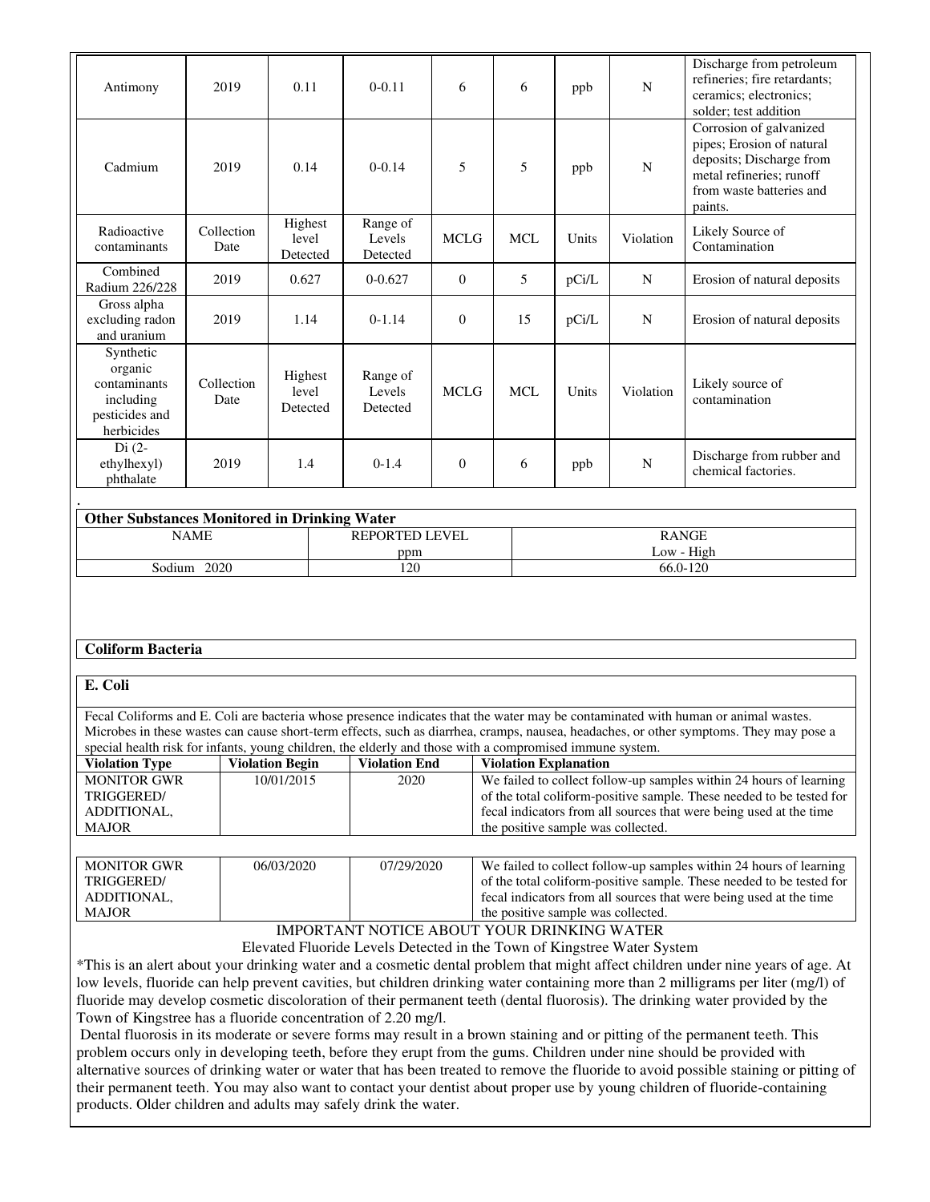| Antimony | 2019 | 0.11 | 0-0.11 | 6 | 6 | ppb | N | Discharge from petroleum refineries; fire retardants; ceramics; electronics; solder; test addition |
|---|---|---|---|---|---|---|---|---|
| Cadmium | 2019 | 0.14 | 0-0.14 | 5 | 5 | ppb | N | Corrosion of galvanized pipes; Erosion of natural deposits; Discharge from metal refineries; runoff from waste batteries and paints. |
| Radioactive contaminants | Collection Date | Highest level Detected | Range of Levels Detected | MCLG | MCL | Units | Violation | Likely Source of Contamination |
| Combined Radium 226/228 | 2019 | 0.627 | 0-0.627 | 0 | 5 | pCi/L | N | Erosion of natural deposits |
| Gross alpha excluding radon and uranium | 2019 | 1.14 | 0-1.14 | 0 | 15 | pCi/L | N | Erosion of natural deposits |
| Synthetic organic contaminants including pesticides and herbicides | Collection Date | Highest level Detected | Range of Levels Detected | MCLG | MCL | Units | Violation | Likely source of contamination |
| Di (2-ethylhexyl) phthalate | 2019 | 1.4 | 0-1.4 | 0 | 6 | ppb | N | Discharge from rubber and chemical factories. |

.

| Other Substances Monitored in Drinking Water | | |
|---|---|---|
| NAME | REPORTED LEVEL ppm | RANGE Low - High |
| Sodium 2020 | 120 | 66.0-120 |

**Coliform Bacteria**

**E. Coli**

Fecal Coliforms and E. Coli are bacteria whose presence indicates that the water may be contaminated with human or animal wastes. Microbes in these wastes can cause short-term effects, such as diarrhea, cramps, nausea, headaches, or other symptoms. They may pose a special health risk for infants, young children, the elderly and those with a compromised immune system.

| Violation Type | Violation Begin | Violation End | Violation Explanation |
|---|---|---|---|
| MONITOR GWR TRIGGERED/ ADDITIONAL, MAJOR | 10/01/2015 | 2020 | We failed to collect follow-up samples within 24 hours of learning of the total coliform-positive sample. These needed to be tested for fecal indicators from all sources that were being used at the time the positive sample was collected. |
| MONITOR GWR TRIGGERED/ ADDITIONAL, MAJOR | 06/03/2020 | 07/29/2020 | We failed to collect follow-up samples within 24 hours of learning of the total coliform-positive sample. These needed to be tested for fecal indicators from all sources that were being used at the time the positive sample was collected. |

IMPORTANT NOTICE ABOUT YOUR DRINKING WATER

Elevated Fluoride Levels Detected in the Town of Kingstree Water System

*This is an alert about your drinking water and a cosmetic dental problem that might affect children under nine years of age. At low levels, fluoride can help prevent cavities, but children drinking water containing more than 2 milligrams per liter (mg/l) of fluoride may develop cosmetic discoloration of their permanent teeth (dental fluorosis). The drinking water provided by the Town of Kingstree has a fluoride concentration of 2.20 mg/l.

Dental fluorosis in its moderate or severe forms may result in a brown staining and or pitting of the permanent teeth. This problem occurs only in developing teeth, before they erupt from the gums. Children under nine should be provided with alternative sources of drinking water or water that has been treated to remove the fluoride to avoid possible staining or pitting of their permanent teeth. You may also want to contact your dentist about proper use by young children of fluoride-containing products. Older children and adults may safely drink the water.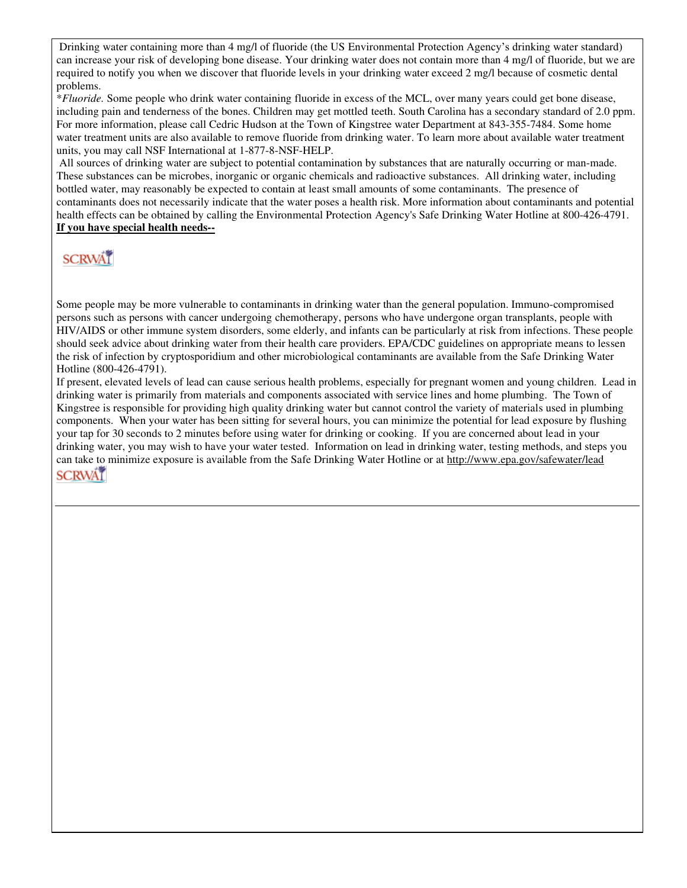Drinking water containing more than 4 mg/l of fluoride (the US Environmental Protection Agency's drinking water standard) can increase your risk of developing bone disease. Your drinking water does not contain more than 4 mg/l of fluoride, but we are required to notify you when we discover that fluoride levels in your drinking water exceed 2 mg/l because of cosmetic dental problems.

**Fluoride.* Some people who drink water containing fluoride in excess of the MCL, over many years could get bone disease, including pain and tenderness of the bones. Children may get mottled teeth. South Carolina has a secondary standard of 2.0 ppm. For more information, please call Cedric Hudson at the Town of Kingstree water Department at 843-355-7484. Some home water treatment units are also available to remove fluoride from drinking water. To learn more about available water treatment units, you may call NSF International at 1-877-8-NSF-HELP.

All sources of drinking water are subject to potential contamination by substances that are naturally occurring or man-made. These substances can be microbes, inorganic or organic chemicals and radioactive substances. All drinking water, including bottled water, may reasonably be expected to contain at least small amounts of some contaminants. The presence of contaminants does not necessarily indicate that the water poses a health risk. More information about contaminants and potential health effects can be obtained by calling the Environmental Protection Agency's Safe Drinking Water Hotline at 800-426-4791.

**If you have special health needs--**

SCRWA

Some people may be more vulnerable to contaminants in drinking water than the general population. Immuno-compromised persons such as persons with cancer undergoing chemotherapy, persons who have undergone organ transplants, people with HIV/AIDS or other immune system disorders, some elderly, and infants can be particularly at risk from infections. These people should seek advice about drinking water from their health care providers. EPA/CDC guidelines on appropriate means to lessen the risk of infection by cryptosporidium and other microbiological contaminants are available from the Safe Drinking Water Hotline (800-426-4791).

If present, elevated levels of lead can cause serious health problems, especially for pregnant women and young children. Lead in drinking water is primarily from materials and components associated with service lines and home plumbing. The Town of Kingstree is responsible for providing high quality drinking water but cannot control the variety of materials used in plumbing components. When your water has been sitting for several hours, you can minimize the potential for lead exposure by flushing your tap for 30 seconds to 2 minutes before using water for drinking or cooking. If you are concerned about lead in your drinking water, you may wish to have your water tested. Information on lead in drinking water, testing methods, and steps you can take to minimize exposure is available from the Safe Drinking Water Hotline or at http://www.epa.gov/safewater/lead

SCRWA